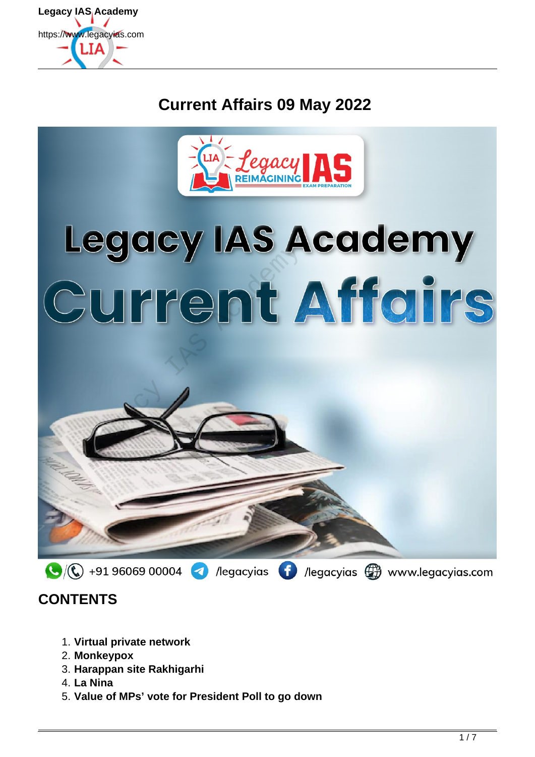# Current Affairs 09 May 2022

## CONTENTS

1. **Virtual private network**
2. **Monkeypox**
3. **Harappan site Rakhigarhi**
4. **La Nina**
5. **Value of MPs' vote for President Poll to go down**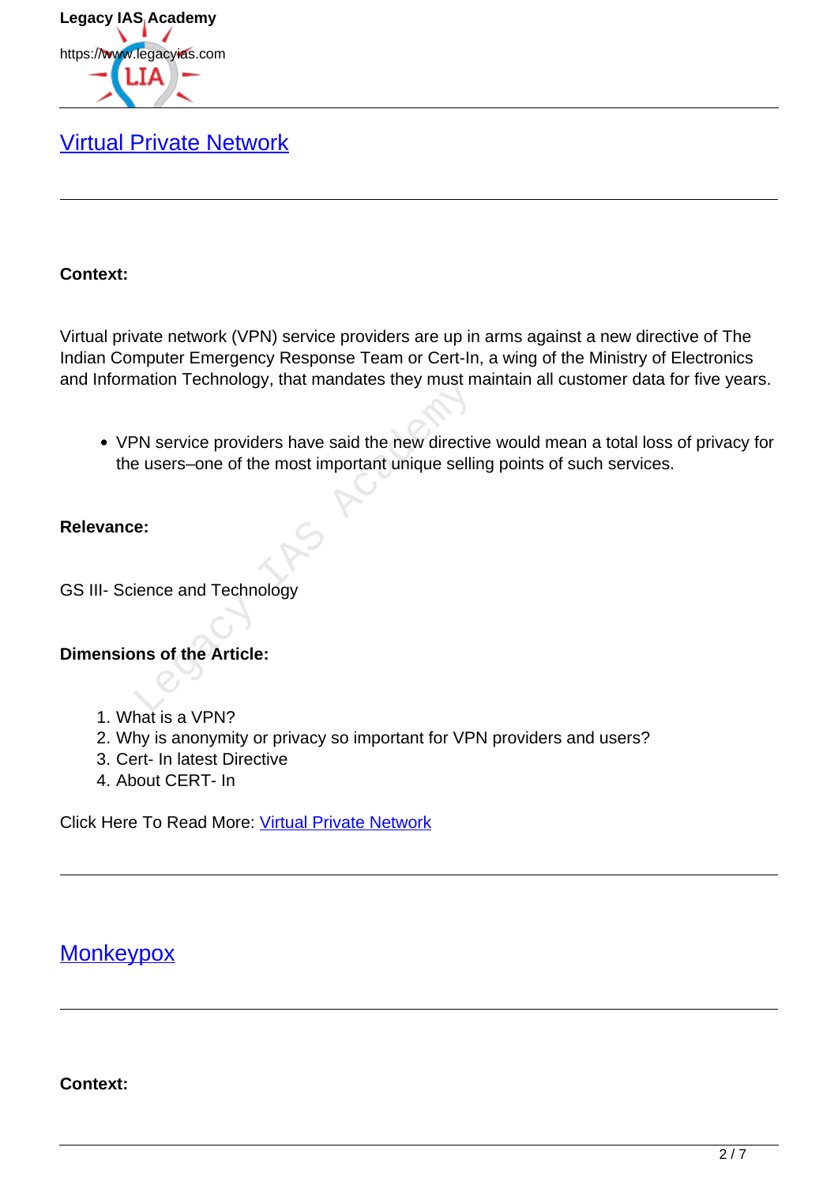## Virtual Private Network

**Context:**

Virtual private network (VPN) service providers are up in arms against a new directive of The Indian Computer Emergency Response Team or Cert-In, a wing of the Ministry of Electronics and Information Technology, that mandates they must maintain all customer data for five years.

- VPN service providers have said the new directive would mean a total loss of privacy for the users–one of the most important unique selling points of such services.

**Relevance:**

GS III- Science and Technology

**Dimensions of the Article:**

1. What is a VPN?
2. Why is anonymity or privacy so important for VPN providers and users?
3. Cert- In latest Directive
4. About CERT- In

Click Here To Read More: Virtual Private Network

## Monkeypox

**Context:**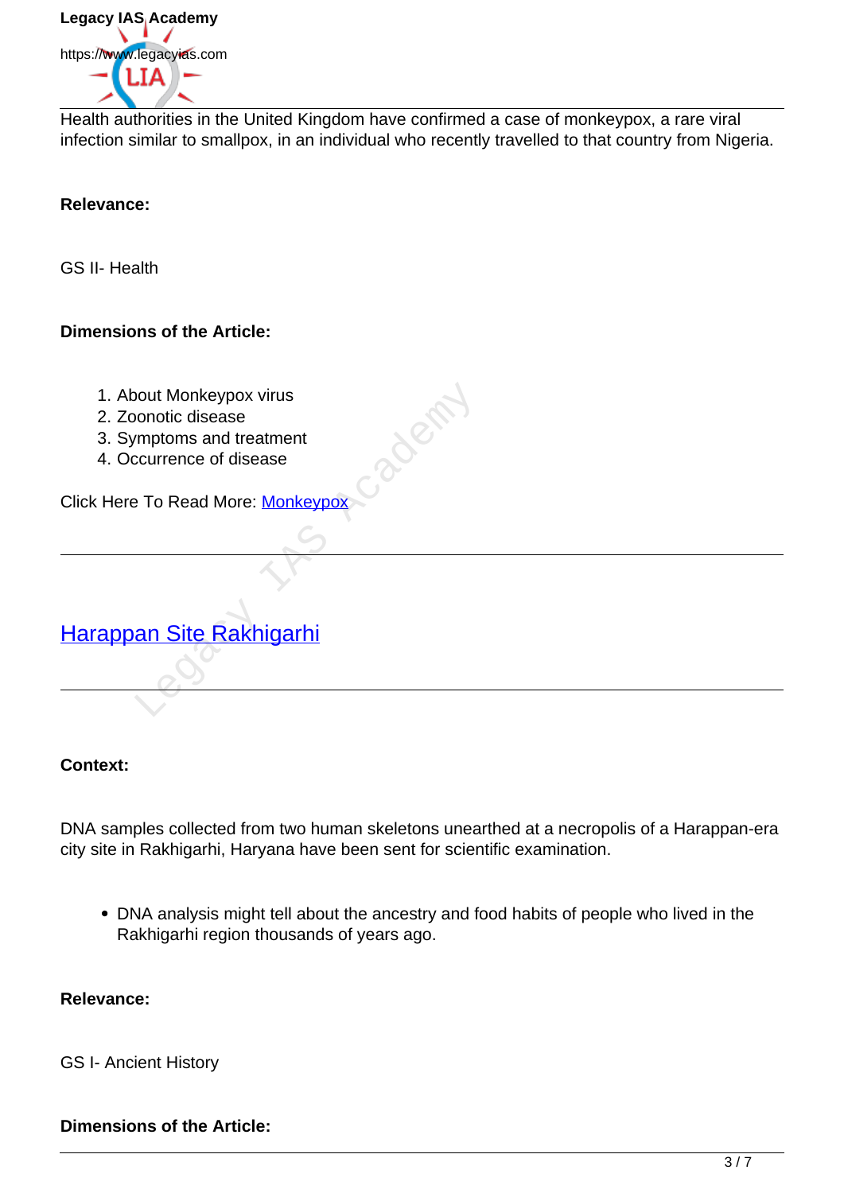Health authorities in the United Kingdom have confirmed a case of monkeypox, a rare viral infection similar to smallpox, in an individual who recently travelled to that country from Nigeria.

**Relevance:**

GS II- Health

**Dimensions of the Article:**

1. About Monkeypox virus
2. Zoonotic disease
3. Symptoms and treatment
4. Occurrence of disease

Click Here To Read More: [Monkeypox]

---

## [Harappan Site Rakhigarhi]

---

**Context:**

DNA samples collected from two human skeletons unearthed at a necropolis of a Harappan-era city site in Rakhigarhi, Haryana have been sent for scientific examination.

- DNA analysis might tell about the ancestry and food habits of people who lived in the Rakhigarhi region thousands of years ago.

**Relevance:**

GS I- Ancient History

**Dimensions of the Article:**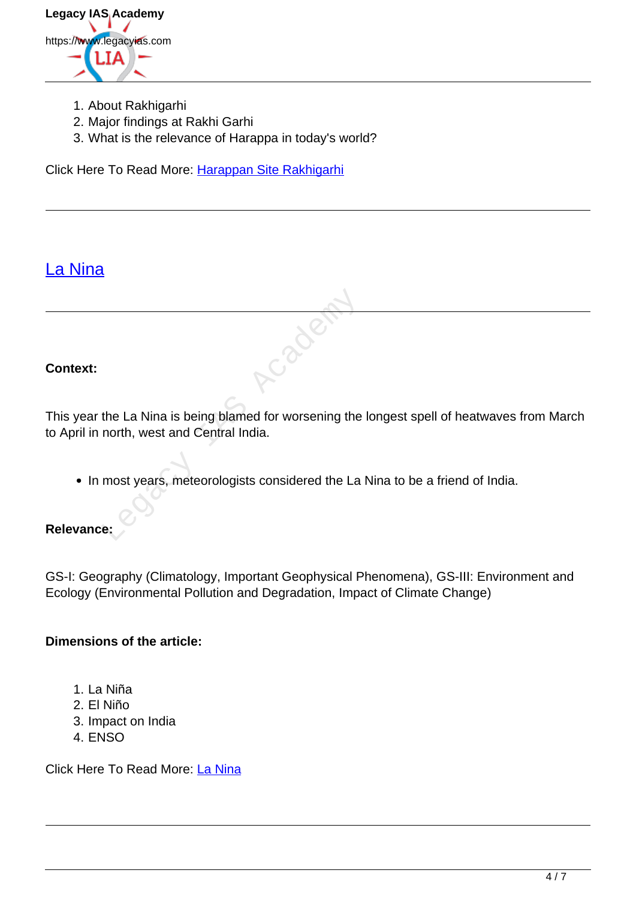1. About Rakhigarhi
2. Major findings at Rakhi Garhi
3. What is the relevance of Harappa in today's world?

Click Here To Read More: Harappan Site Rakhigarhi

---

## La Nina

---

**Context:**

This year the La Nina is being blamed for worsening the longest spell of heatwaves from March to April in north, west and Central India.

- In most years, meteorologists considered the La Nina to be a friend of India.

**Relevance:**

GS-I: Geography (Climatology, Important Geophysical Phenomena), GS-III: Environment and Ecology (Environmental Pollution and Degradation, Impact of Climate Change)

**Dimensions of the article:**

1. La Niña
2. El Niño
3. Impact on India
4. ENSO

Click Here To Read More: La Nina

---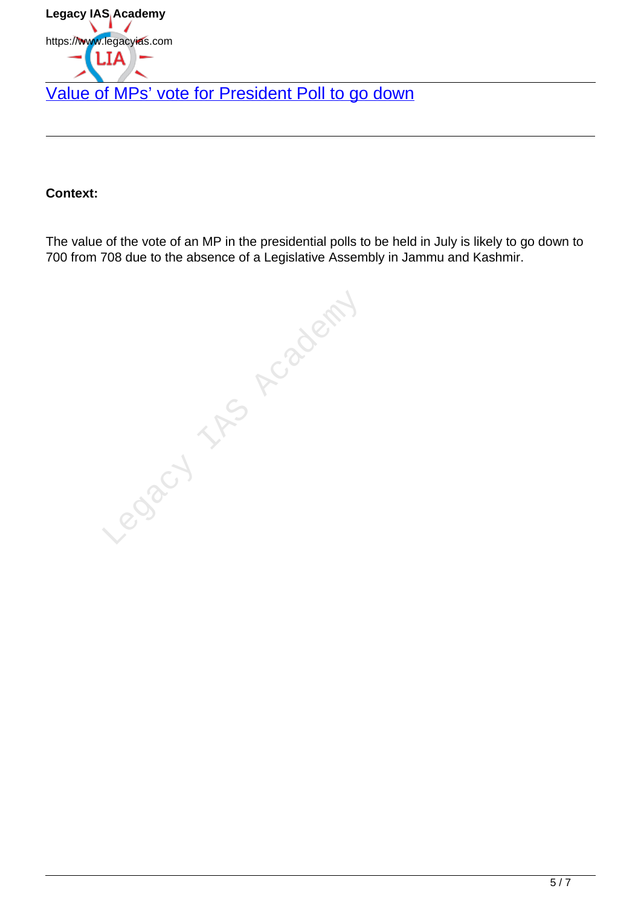## Value of MPs' vote for President Poll to go down

**Context:**

The value of the vote of an MP in the presidential polls to be held in July is likely to go down to 700 from 708 due to the absence of a Legislative Assembly in Jammu and Kashmir.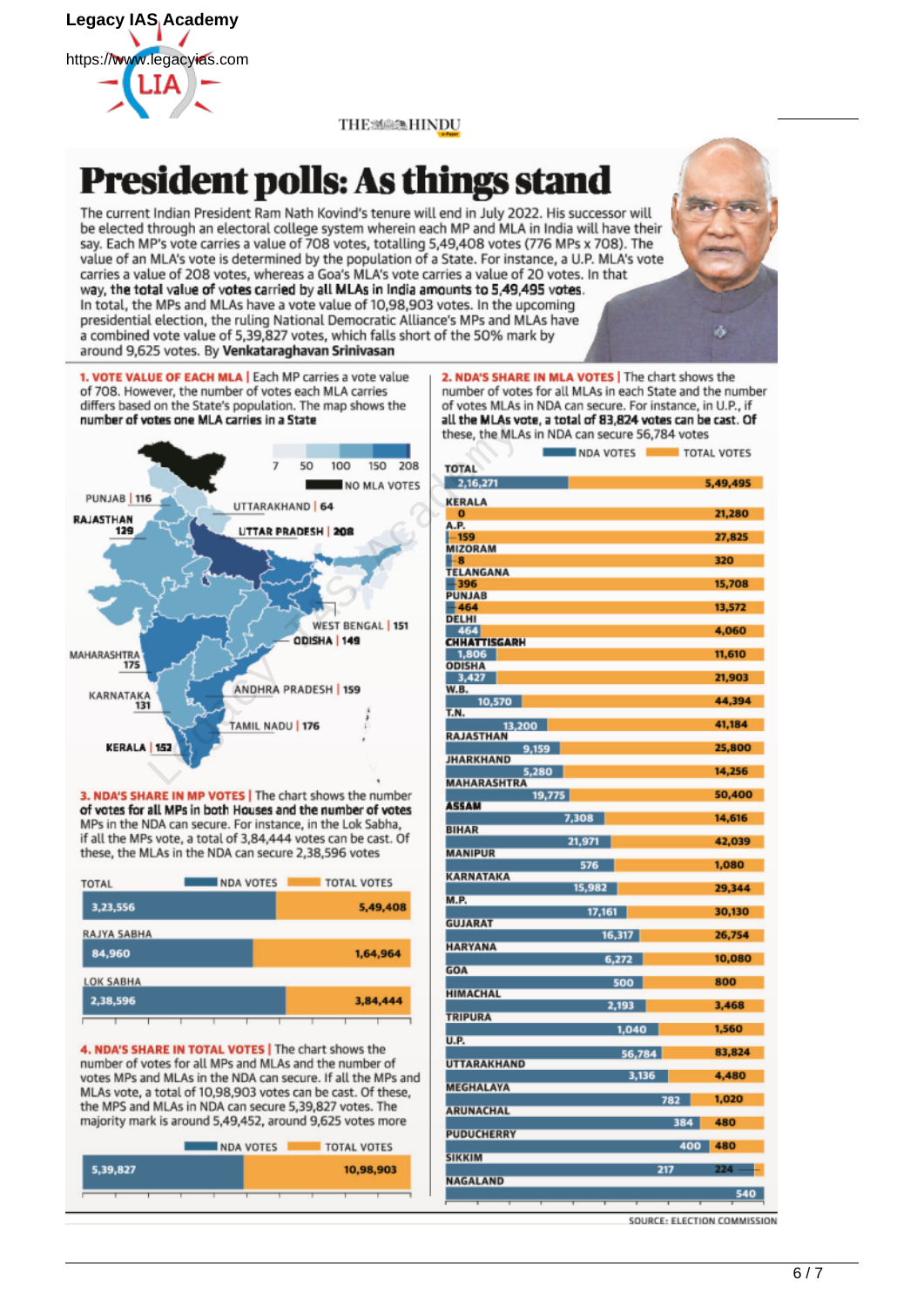# President polls: As things stand

The current Indian President Ram Nath Kovind's tenure will end in July 2022. His successor will be elected through an electoral college system wherein each MP and MLA in India will have their say. Each MP's vote carries a value of 708 votes, totalling 5,49,408 votes (776 MPs x 708). The value of an MLA's vote is determined by the population of a State. For instance, a U.P. MLA's vote carries a value of 208 votes, whereas a Goa's MLA's vote carries a value of 20 votes. In that way, **the total value of votes carried by all MLAs in India amounts to 5,49,495 votes**. In total, the MPs and MLAs have a vote value of 10,98,903 votes. In the upcoming presidential election, the ruling National Democratic Alliance's MPs and MLAs have a combined vote value of 5,39,827 votes, which falls short of the 50% mark by around 9,625 votes. By **Venkataraghavan Srinivasan**

**1. VOTE VALUE OF EACH MLA** | Each MP carries a vote value of 708. However, the number of votes each MLA carries differs based on the State's population. The map shows the **number of votes one MLA carries in a State**

Legend: 7, 50, 100, 150, 208; NO MLA VOTES

| State | Vote value of one MLA |
|---|---|
| Punjab | 116 |
| Rajasthan | 129 |
| Uttarakhand | 64 |
| Uttar Pradesh | 208 |
| West Bengal | 151 |
| Odisha | 149 |
| Maharashtra | 175 |
| Andhra Pradesh | 159 |
| Karnataka | 131 |
| Tamil Nadu | 176 |
| Kerala | 152 |

**2. NDA'S SHARE IN MLA VOTES** | The chart shows the number of votes for all MLAs in each State and the number of votes MLAs in NDA can secure. For instance, in U.P., if **all the MLAs vote, a total of 83,824 votes can be cast. Of** these, the MLAs in NDA can secure 56,784 votes

| State | NDA votes | Total votes |
|---|---|---|
| TOTAL | 2,16,271 | 5,49,495 |
| Kerala | 0 | 21,280 |
| A.P. | 159 | 27,825 |
| Mizoram | 8 | 320 |
| Telangana | 396 | 15,708 |
| Punjab | 464 | 13,572 |
| Delhi | 464 | 4,060 |
| Chhattisgarh | 1,806 | 11,610 |
| Odisha | 3,427 | 21,903 |
| W.B. | 10,570 | 44,394 |
| T.N. | 13,200 | 41,184 |
| Rajasthan | 9,159 | 25,800 |
| Jharkhand | 5,280 | 14,256 |
| Maharashtra | 19,775 | 50,400 |
| Assam | 7,308 | 14,616 |
| Bihar | 21,971 | 42,039 |
| Manipur | 576 | 1,080 |
| Karnataka | 15,982 | 29,344 |
| M.P. | 17,161 | 30,130 |
| Gujarat | 16,317 | 26,754 |
| Haryana | 6,272 | 10,080 |
| Goa | 500 | 800 |
| Himachal | 2,193 | 3,468 |
| Tripura | 1,040 | 1,560 |
| U.P. | 56,784 | 83,824 |
| Uttarakhand | 3,136 | 4,480 |
| Meghalaya | 782 | 1,020 |
| Arunachal | 384 | 480 |
| Puducherry | 400 | 480 |
| Sikkim | 217 | 224 |
| Nagaland | | 540 |

**3. NDA'S SHARE IN MP VOTES** | The chart shows the number **of votes for all MPs in both Houses and the number of votes** MPs in the NDA can secure. For instance, in the Lok Sabha, if all the MPs vote, a total of 3,84,444 votes can be cast. Of these, the MLAs in the NDA can secure 2,38,596 votes

| | NDA votes | Total votes |
|---|---|---|
| Total | 3,23,556 | 5,49,408 |
| Rajya Sabha | 84,960 | 1,64,964 |
| Lok Sabha | 2,38,596 | 3,84,444 |

**4. NDA'S SHARE IN TOTAL VOTES** | The chart shows the number of votes for all MPs and MLAs and the number of votes MPs and MLAs in the NDA can secure. If all the MPs and MLAs vote, a total of 10,98,903 votes can be cast. Of these, the MPS and MLAs in NDA can secure 5,39,827 votes. The majority mark is around 5,49,452, around 9,625 votes more

| NDA votes | Total votes |
|---|---|
| 5,39,827 | 10,98,903 |

SOURCE: ELECTION COMMISSION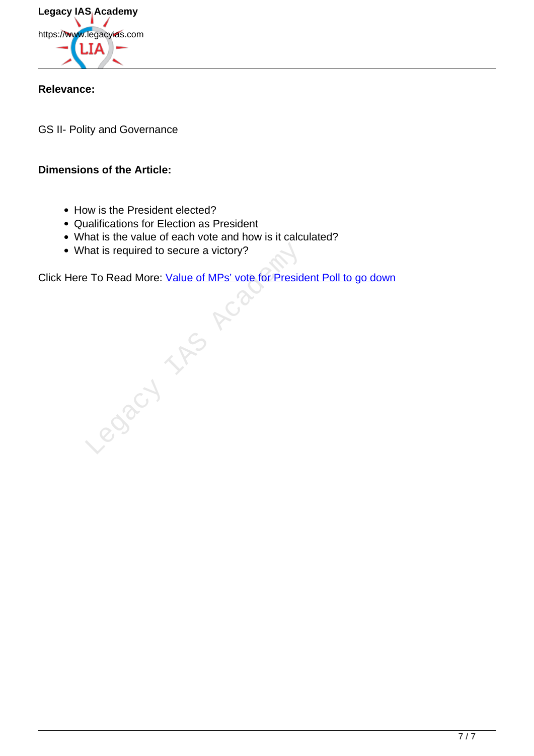**Relevance:**

GS II- Polity and Governance

**Dimensions of the Article:**

- How is the President elected?
- Qualifications for Election as President
- What is the value of each vote and how is it calculated?
- What is required to secure a victory?

Click Here To Read More: [Value of MPs' vote for President Poll to go down]